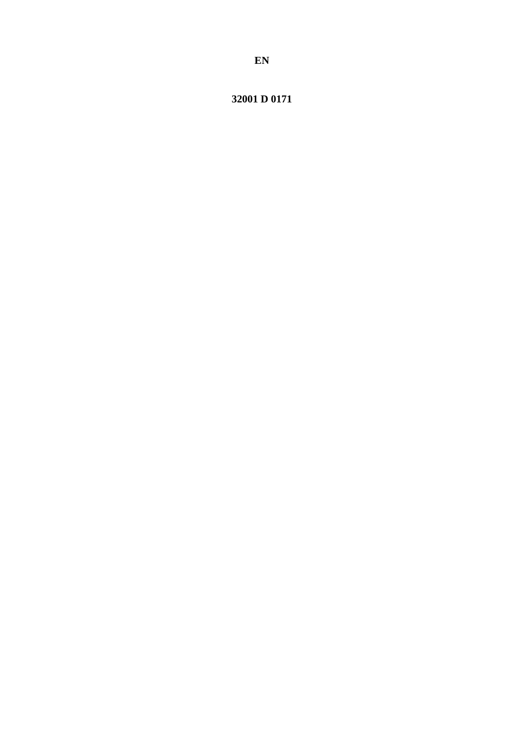**EN**

**32001 D 0171**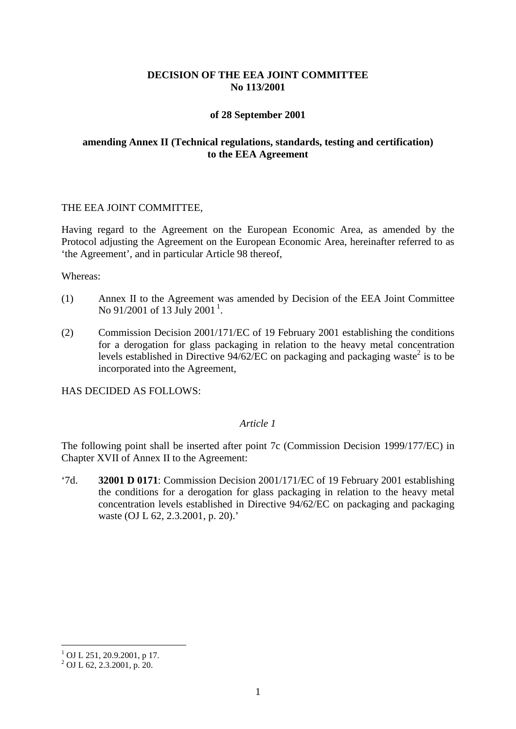**DECISION OF THE EEA JOINT COMMITTEE**
**No 113/2001**

**of 28 September 2001**

**amending Annex II (Technical regulations, standards, testing and certification) to the EEA Agreement**

THE EEA JOINT COMMITTEE,

Having regard to the Agreement on the European Economic Area, as amended by the Protocol adjusting the Agreement on the European Economic Area, hereinafter referred to as 'the Agreement', and in particular Article 98 thereof,

Whereas:

(1) Annex II to the Agreement was amended by Decision of the EEA Joint Committee No 91/2001 of 13 July 2001 [1].

(2) Commission Decision 2001/171/EC of 19 February 2001 establishing the conditions for a derogation for glass packaging in relation to the heavy metal concentration levels established in Directive 94/62/EC on packaging and packaging waste[2] is to be incorporated into the Agreement,

HAS DECIDED AS FOLLOWS:

*Article 1*

The following point shall be inserted after point 7c (Commission Decision 1999/177/EC) in Chapter XVII of Annex II to the Agreement:

'7d. **32001 D 0171**: Commission Decision 2001/171/EC of 19 February 2001 establishing the conditions for a derogation for glass packaging in relation to the heavy metal concentration levels established in Directive 94/62/EC on packaging and packaging waste (OJ L 62, 2.3.2001, p. 20).'

---

[1] OJ L 251, 20.9.2001, p 17.
[2] OJ L 62, 2.3.2001, p. 20.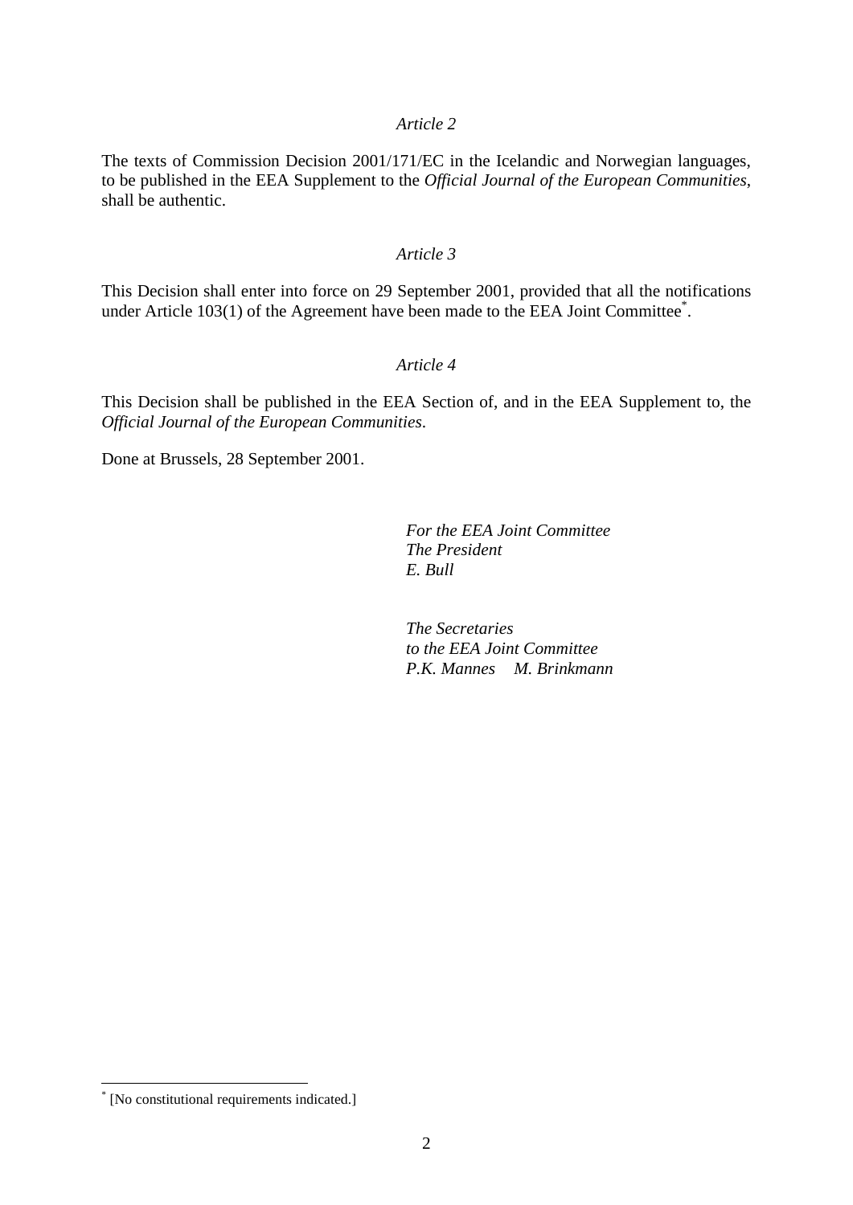*Article 2*

The texts of Commission Decision 2001/171/EC in the Icelandic and Norwegian languages, to be published in the EEA Supplement to the *Official Journal of the European Communities*, shall be authentic.

*Article 3*

This Decision shall enter into force on 29 September 2001, provided that all the notifications under Article 103(1) of the Agreement have been made to the EEA Joint Committee[*].

*Article 4*

This Decision shall be published in the EEA Section of, and in the EEA Supplement to, the *Official Journal of the European Communities*.

Done at Brussels, 28 September 2001.

*For the EEA Joint Committee*
*The President*
*E. Bull*

*The Secretaries*
*to the EEA Joint Committee*
*P.K. Mannes M. Brinkmann*

---

[*] [No constitutional requirements indicated.]